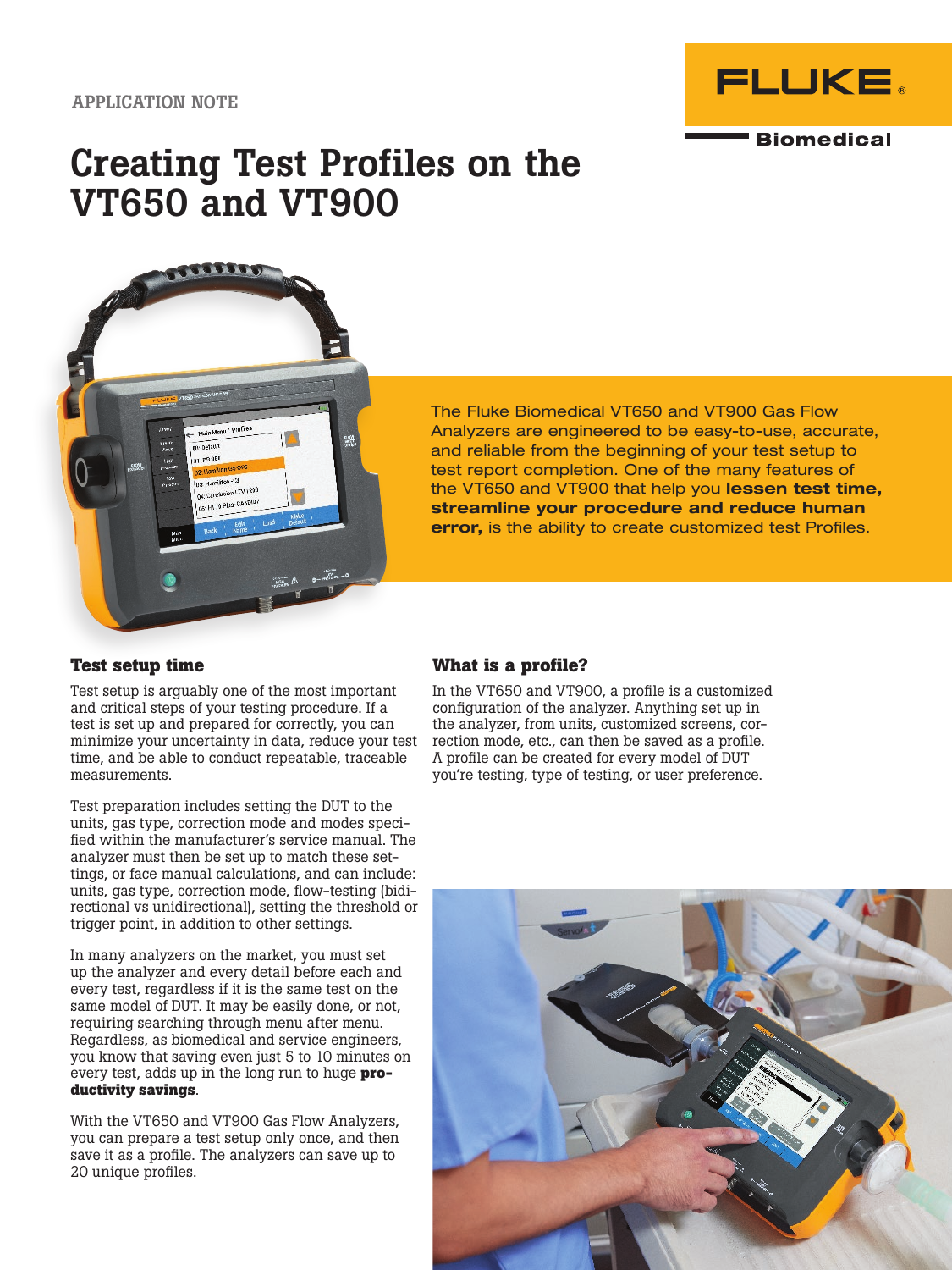APPLICATION NOTE

# Creating Test Profiles on the VT650 and VT900

The Fluke Biomedical VT650 and VT900 Gas Flow Analyzers are engineered to be easy-to-use, accurate, and reliable from the beginning of your test setup to test report completion. One of the many features of the VT650 and VT900 that help you **lessen test time, streamline your procedure and reduce human error,** is the ability to create customized test Profiles.

### Test setup time

Test setup is arguably one of the most important and critical steps of your testing procedure. If a test is set up and prepared for correctly, you can minimize your uncertainty in data, reduce your test time, and be able to conduct repeatable, traceable measurements.

Test preparation includes setting the DUT to the units, gas type, correction mode and modes specified within the manufacturer's service manual. The analyzer must then be set up to match these settings, or face manual calculations, and can include: units, gas type, correction mode, flow-testing (bidirectional vs unidirectional), setting the threshold or trigger point, in addition to other settings.

In many analyzers on the market, you must set up the analyzer and every detail before each and every test, regardless if it is the same test on the same model of DUT. It may be easily done, or not, requiring searching through menu after menu. Regardless, as biomedical and service engineers, you know that saving even just 5 to 10 minutes on every test, adds up in the long run to huge **productivity savings**.

With the VT650 and VT900 Gas Flow Analyzers, you can prepare a test setup only once, and then save it as a profile. The analyzers can save up to 20 unique profiles.

### What is a profile?

In the VT650 and VT900, a profile is a customized configuration of the analyzer. Anything set up in the analyzer, from units, customized screens, correction mode, etc., can then be saved as a profile. A profile can be created for every model of DUT you're testing, type of testing, or user preference.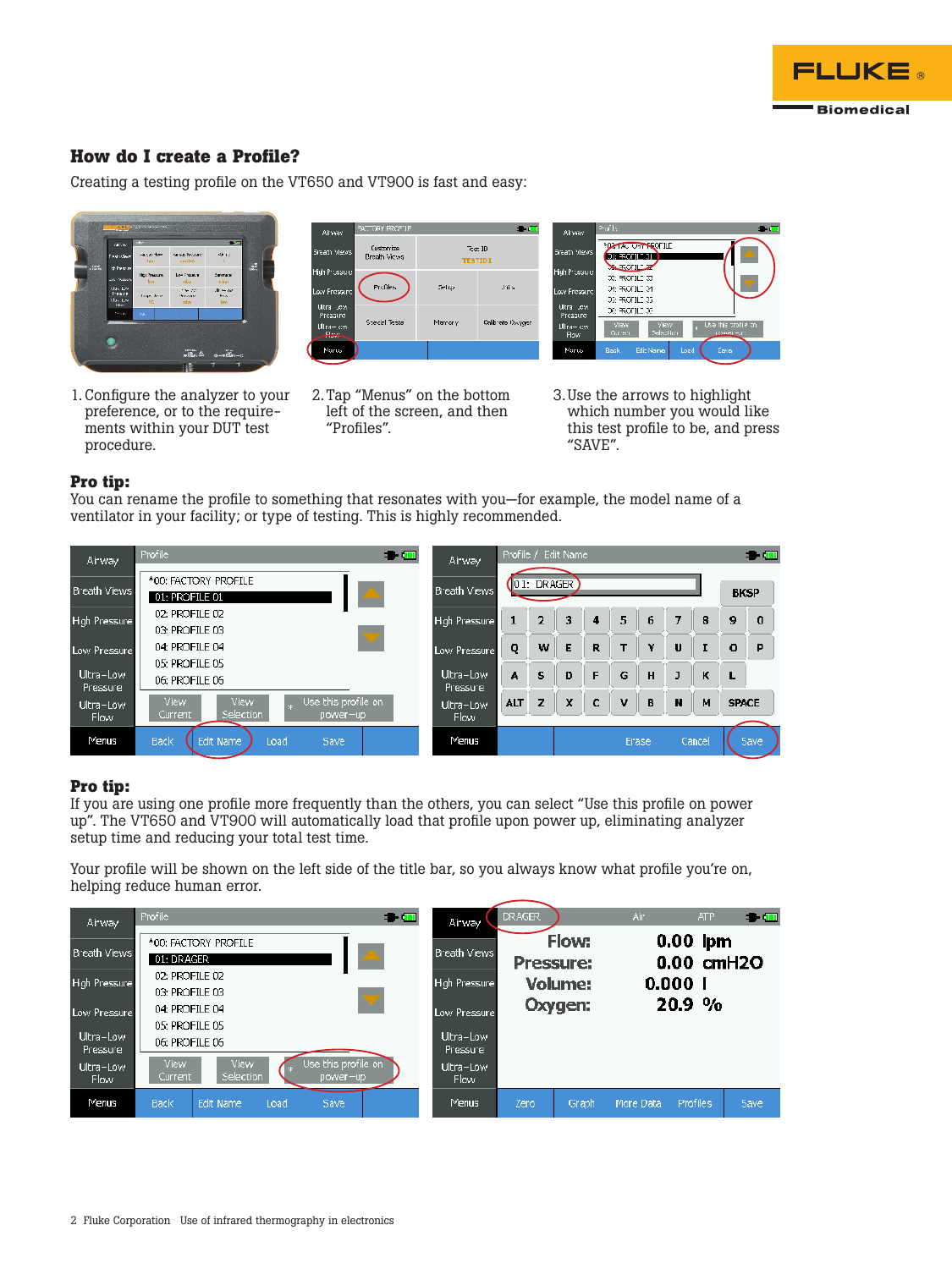## How do I create a Profile?

Creating a testing profile on the VT650 and VT900 is fast and easy:

1. Configure the analyzer to your preference, or to the requirements within your DUT test procedure.
2. Tap “Menus” on the bottom left of the screen, and then “Profiles”.
3. Use the arrows to highlight which number you would like this test profile to be, and press “SAVE”.

**Pro tip:**
You can rename the profile to something that resonates with you—for example, the model name of a ventilator in your facility; or type of testing. This is highly recommended.

**Pro tip:**
If you are using one profile more frequently than the others, you can select “Use this profile on power up”. The VT650 and VT900 will automatically load that profile upon power up, eliminating analyzer setup time and reducing your total test time.

Your profile will be shown on the left side of the title bar, so you always know what profile you’re on, helping reduce human error.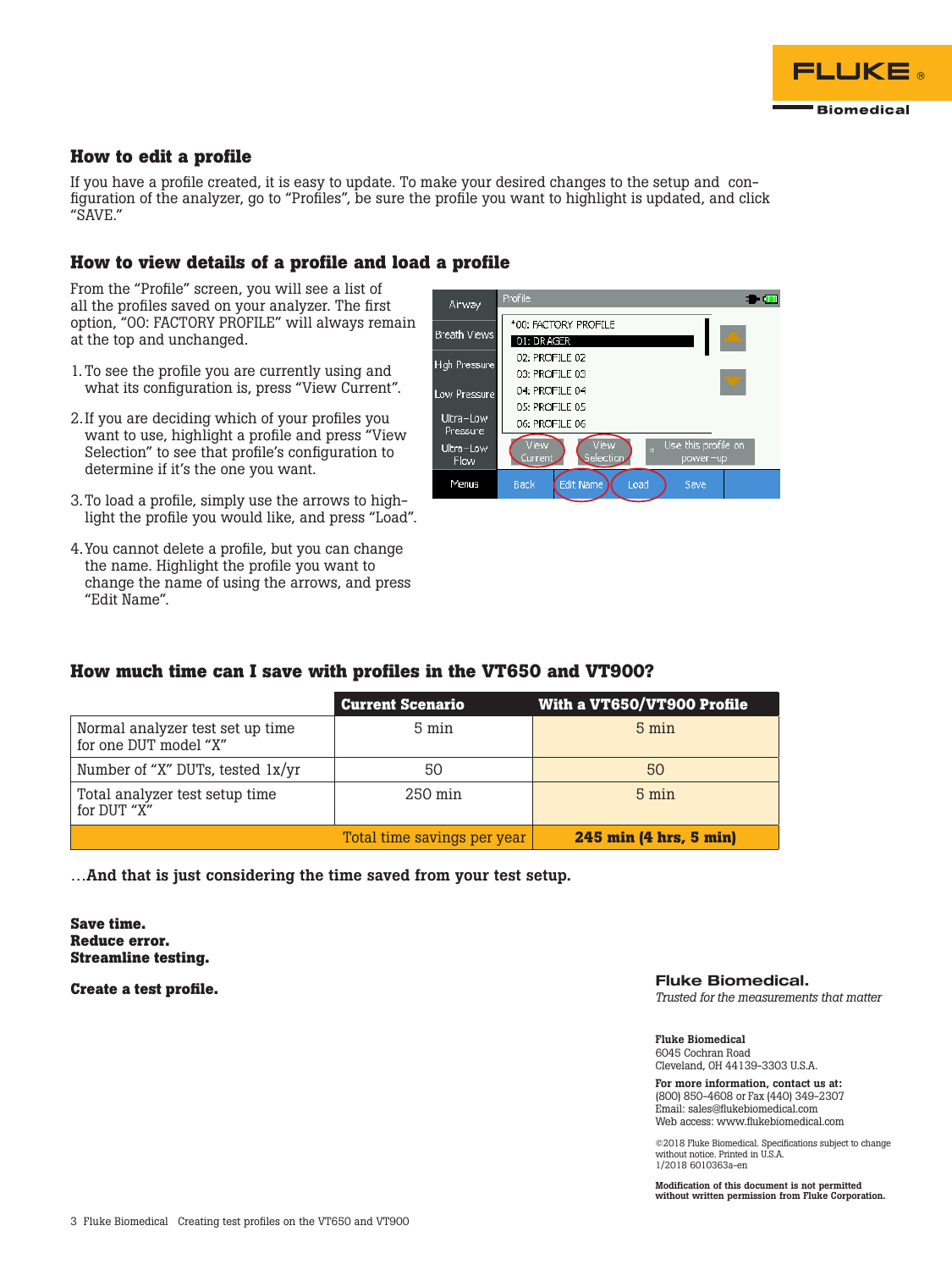## How to edit a profile

If you have a profile created, it is easy to update. To make your desired changes to the setup and configuration of the analyzer, go to "Profiles", be sure the profile you want to highlight is updated, and click "SAVE."

## How to view details of a profile and load a profile

From the "Profile" screen, you will see a list of all the profiles saved on your analyzer. The first option, "00: FACTORY PROFILE" will always remain at the top and unchanged.

1. To see the profile you are currently using and what its configuration is, press "View Current".
2. If you are deciding which of your profiles you want to use, highlight a profile and press "View Selection" to see that profile's configuration to determine if it's the one you want.
3. To load a profile, simply use the arrows to highlight the profile you would like, and press "Load".
4. You cannot delete a profile, but you can change the name. Highlight the profile you want to change the name of using the arrows, and press "Edit Name".

## How much time can I save with profiles in the VT650 and VT900?

| | Current Scenario | With a VT650/VT900 Profile |
|---|---|---|
| Normal analyzer test set up time for one DUT model "X" | 5 min | 5 min |
| Number of "X" DUTs, tested 1x/yr | 50 | 50 |
| Total analyzer test setup time for DUT "X" | 250 min | 5 min |
| | Total time savings per year | **245 min (4 hrs, 5 min)** |

…**And that is just considering the time saved from your test setup.**

**Save time.**
**Reduce error.**
**Streamline testing.**

**Create a test profile.**

**Fluke Biomedical.**
*Trusted for the measurements that matter*

**Fluke Biomedical**
6045 Cochran Road
Cleveland, OH 44139-3303 U.S.A.

**For more information, contact us at:**
(800) 850-4608 or Fax (440) 349-2307
Email: sales@flukebiomedical.com
Web access: www.flukebiomedical.com

©2018 Fluke Biomedical. Specifications subject to change without notice. Printed in U.S.A.
1/2018 6010363a-en

**Modification of this document is not permitted without written permission from Fluke Corporation.**